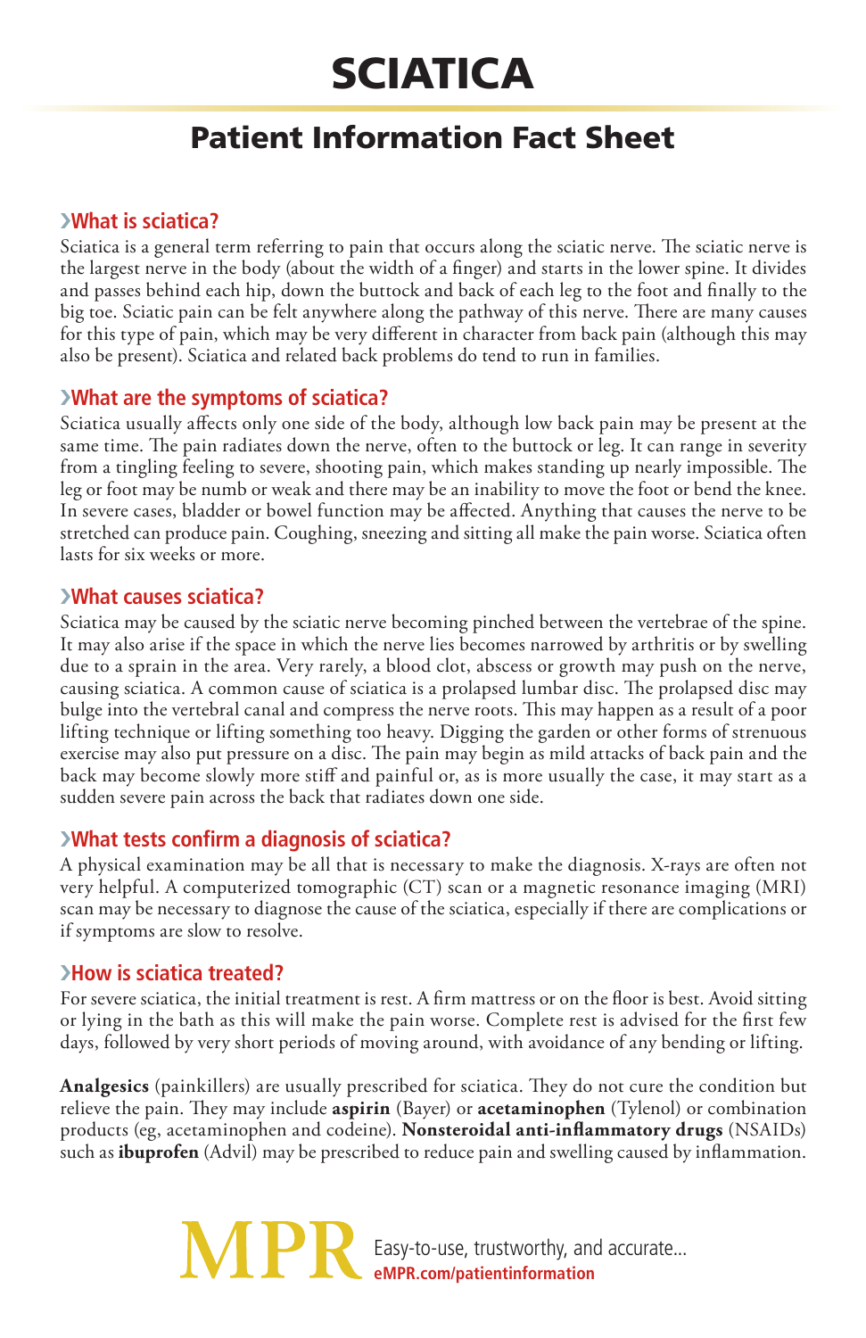# SCIATICA

## Patient Information Fact Sheet

### ›What is sciatica?

Sciatica is a general term referring to pain that occurs along the sciatic nerve. The sciatic nerve is the largest nerve in the body (about the width of a finger) and starts in the lower spine. It divides and passes behind each hip, down the buttock and back of each leg to the foot and finally to the big toe. Sciatic pain can be felt anywhere along the pathway of this nerve. There are many causes for this type of pain, which may be very different in character from back pain (although this may also be present). Sciatica and related back problems do tend to run in families.

### ›What are the symptoms of sciatica?

Sciatica usually affects only one side of the body, although low back pain may be present at the same time. The pain radiates down the nerve, often to the buttock or leg. It can range in severity from a tingling feeling to severe, shooting pain, which makes standing up nearly impossible. The leg or foot may be numb or weak and there may be an inability to move the foot or bend the knee. In severe cases, bladder or bowel function may be affected. Anything that causes the nerve to be stretched can produce pain. Coughing, sneezing and sitting all make the pain worse. Sciatica often lasts for six weeks or more.

### ›What causes sciatica?

Sciatica may be caused by the sciatic nerve becoming pinched between the vertebrae of the spine. It may also arise if the space in which the nerve lies becomes narrowed by arthritis or by swelling due to a sprain in the area. Very rarely, a blood clot, abscess or growth may push on the nerve, causing sciatica. A common cause of sciatica is a prolapsed lumbar disc. The prolapsed disc may bulge into the vertebral canal and compress the nerve roots. This may happen as a result of a poor lifting technique or lifting something too heavy. Digging the garden or other forms of strenuous exercise may also put pressure on a disc. The pain may begin as mild attacks of back pain and the back may become slowly more stiff and painful or, as is more usually the case, it may start as a sudden severe pain across the back that radiates down one side.

### ›What tests confirm a diagnosis of sciatica?

A physical examination may be all that is necessary to make the diagnosis. X-rays are often not very helpful. A computerized tomographic (CT) scan or a magnetic resonance imaging (MRI) scan may be necessary to diagnose the cause of the sciatica, especially if there are complications or if symptoms are slow to resolve.

### ›How is sciatica treated?

For severe sciatica, the initial treatment is rest. A firm mattress or on the floor is best. Avoid sitting or lying in the bath as this will make the pain worse. Complete rest is advised for the first few days, followed by very short periods of moving around, with avoidance of any bending or lifting.

**Analgesics** (painkillers) are usually prescribed for sciatica. They do not cure the condition but relieve the pain. They may include **aspirin** (Bayer) or **acetaminophen** (Tylenol) or combination products (eg, acetaminophen and codeine). **Nonsteroidal anti-inflammatory drugs** (NSAIDs) such as **ibuprofen** (Advil) may be prescribed to reduce pain and swelling caused by inflammation.

MPR Easy-to-use, trustworthy, and accurate...
eMPR.com/patientinformation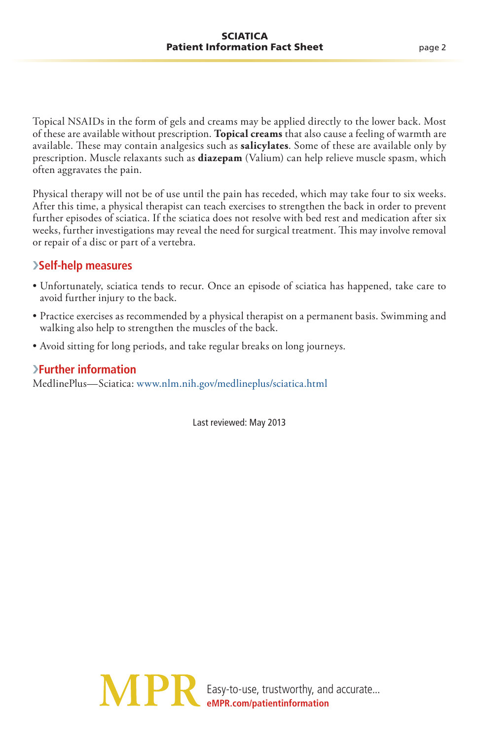Topical NSAIDs in the form of gels and creams may be applied directly to the lower back. Most of these are available without prescription. **Topical creams** that also cause a feeling of warmth are available. These may contain analgesics such as **salicylates**. Some of these are available only by prescription. Muscle relaxants such as **diazepam** (Valium) can help relieve muscle spasm, which often aggravates the pain.

Physical therapy will not be of use until the pain has receded, which may take four to six weeks. After this time, a physical therapist can teach exercises to strengthen the back in order to prevent further episodes of sciatica. If the sciatica does not resolve with bed rest and medication after six weeks, further investigations may reveal the need for surgical treatment. This may involve removal or repair of a disc or part of a vertebra.

## Self-help measures

- Unfortunately, sciatica tends to recur. Once an episode of sciatica has happened, take care to avoid further injury to the back.
- Practice exercises as recommended by a physical therapist on a permanent basis. Swimming and walking also help to strengthen the muscles of the back.
- Avoid sitting for long periods, and take regular breaks on long journeys.

## Further information

MedlinePlus—Sciatica: www.nlm.nih.gov/medlineplus/sciatica.html

Last reviewed: May 2013

MPR Easy-to-use, trustworthy, and accurate...
eMPR.com/patientinformation